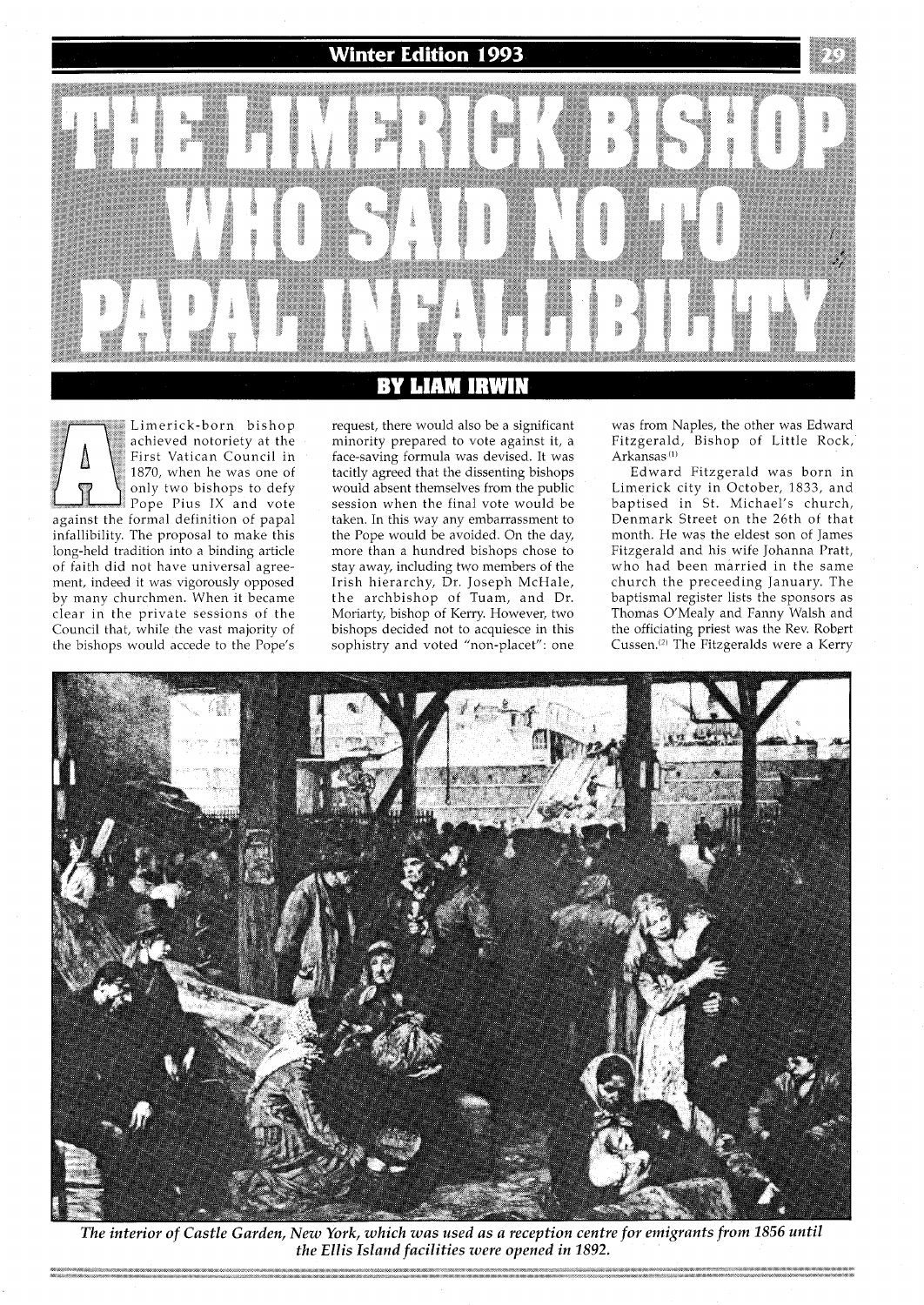# THE LIMERICK BISHOP WHO SAID NO TO PAPAL INFALLIBILITY

## BY LIAM IRWIN

A Limerick-born bishop achieved notoriety at the First Vatican Council in 1870, when he was one of only two bishops to defy Pope Pius IX and vote against the formal definition of papal infallibility. The proposal to make this long-held tradition into a binding article of faith did not have universal agreement, indeed it was vigorously opposed by many churchmen. When it became clear in the private sessions of the Council that, while the vast majority of the bishops would accede to the Pope's request, there would also be a significant minority prepared to vote against it, a face-saving formula was devised. It was tacitly agreed that the dissenting bishops would absent themselves from the public session when the final vote would be taken. In this way any embarrassment to the Pope would be avoided. On the day, more than a hundred bishops chose to stay away, including two members of the Irish hierarchy, Dr. Joseph McHale, the archbishop of Tuam, and Dr. Moriarty, bishop of Kerry. However, two bishops decided not to acquiesce in this sophistry and voted "non-placet": one was from Naples, the other was Edward Fitzgerald, Bishop of Little Rock, Arkansas[1]

Edward Fitzgerald was born in Limerick city in October, 1833, and baptised in St. Michael's church, Denmark Street on the 26th of that month. He was the eldest son of James Fitzgerald and his wife Johanna Pratt, who had been married in the same church the preceeding January. The baptismal register lists the sponsors as Thomas O'Mealy and Fanny Walsh and the officiating priest was the Rev. Robert Cussen.[2] The Fitzgeralds were a Kerry

*The interior of Castle Garden, New York, which was used as a reception centre for emigrants from 1856 until the Ellis Island facilities were opened in 1892.*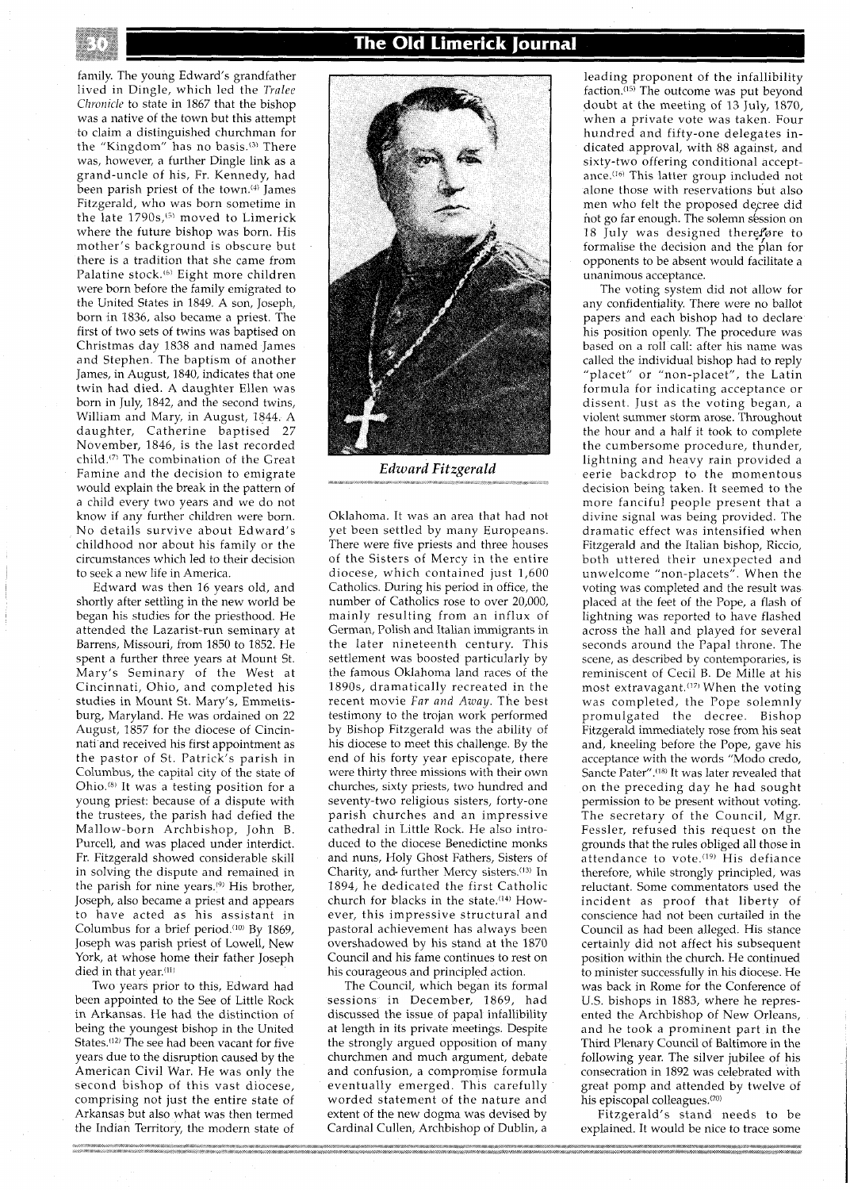family. The young Edward's grandfather lived in Dingle, which led the *Tralee Chronicle* to state in 1867 that the bishop was a native of the town but this attempt to claim a distinguished churchman for the "Kingdom" has no basis.[3] There was, however, a further Dingle link as a grand-uncle of his, Fr. Kennedy, had been parish priest of the town.[4] James Fitzgerald, who was born sometime in the late 1790s,[5] moved to Limerick where the future bishop was born. His mother's background is obscure but there is a tradition that she came from Palatine stock.[6] Eight more children were born before the family emigrated to the United States in 1849. A son, Joseph, born in 1836, also became a priest. The first of two sets of twins was baptised on Christmas day 1838 and named James and Stephen. The baptism of another James, in August, 1840, indicates that one twin had died. A daughter Ellen was born in July, 1842, and the second twins, William and Mary, in August, 1844. A daughter, Catherine baptised 27 November, 1846, is the last recorded child.[7] The combination of the Great Famine and the decision to emigrate would explain the break in the pattern of a child every two years and we do not know if any further children were born. No details survive about Edward's childhood nor about his family or the circumstances which led to their decision to seek a new life in America.

Edward was then 16 years old, and shortly after settling in the new world be began his studies for the priesthood. He attended the Lazarist-run seminary at Barrens, Missouri, from 1850 to 1852. He spent a further three years at Mount St. Mary's Seminary of the West at Cincinnati, Ohio, and completed his studies in Mount St. Mary's, Emmettsburg, Maryland. He was ordained on 22 August, 1857 for the diocese of Cincinnati and received his first appointment as the pastor of St. Patrick's parish in Columbus, the capital city of the state of Ohio.[8] It was a testing position for a young priest: because of a dispute with the trustees, the parish had defied the Mallow-born Archbishop, John B. Purcell, and was placed under interdict. Fr. Fitzgerald showed considerable skill in solving the dispute and remained in the parish for nine years.[9] His brother, Joseph, also became a priest and appears to have acted as his assistant in Columbus for a brief period.[10] By 1869, Joseph was parish priest of Lowell, New York, at whose home their father Joseph died in that year.[11]

Two years prior to this, Edward had been appointed to the See of Little Rock in Arkansas. He had the distinction of being the youngest bishop in the United States.[12] The see had been vacant for five years due to the disruption caused by the American Civil War. He was only the second bishop of this vast diocese, comprising not just the entire state of Arkansas but also what was then termed the Indian Territory, the modern state of Oklahoma. It was an area that had not yet been settled by many Europeans. There were five priests and three houses of the Sisters of Mercy in the entire diocese, which contained just 1,600 Catholics. During his period in office, the number of Catholics rose to over 20,000, mainly resulting from an influx of German, Polish and Italian immigrants in the later nineteenth century. This settlement was boosted particularly by the famous Oklahoma land races of the 1890s, dramatically recreated in the recent movie *Far and Away*. The best testimony to the trojan work performed by Bishop Fitzgerald was the ability of his diocese to meet this challenge. By the end of his forty year episcopate, there were thirty three missions with their own churches, sixty priests, two hundred and seventy-two religious sisters, forty-one parish churches and an impressive cathedral in Little Rock. He also introduced to the diocese Benedictine monks and nuns, Holy Ghost Fathers, Sisters of Charity, and further Mercy sisters.[13] In 1894, he dedicated the first Catholic church for blacks in the state.[14] However, this impressive structural and pastoral achievement has always been overshadowed by his stand at the 1870 Council and his fame continues to rest on his courageous and principled action.

*Edward Fitzgerald*

The Council, which began its formal sessions in December, 1869, had discussed the issue of papal infallibility at length in its private meetings. Despite the strongly argued opposition of many churchmen and much argument, debate and confusion, a compromise formula eventually emerged. This carefully worded statement of the nature and extent of the new dogma was devised by Cardinal Cullen, Archbishop of Dublin, a leading proponent of the infallibility faction.[15] The outcome was put beyond doubt at the meeting of 13 July, 1870, when a private vote was taken. Four hundred and fifty-one delegates indicated approval, with 88 against, and sixty-two offering conditional acceptance.[16] This latter group included not alone those with reservations but also men who felt the proposed decree did not go far enough. The solemn session on 18 July was designed therefore to formalise the decision and the plan for opponents to be absent would facilitate a unanimous acceptance.

The voting system did not allow for any confidentiality. There were no ballot papers and each bishop had to declare his position openly. The procedure was based on a roll call: after his name was called the individual bishop had to reply "placet" or "non-placet", the Latin formula for indicating acceptance or dissent. Just as the voting began, a violent summer storm arose. Throughout the hour and a half it took to complete the cumbersome procedure, thunder, lightning and heavy rain provided a eerie backdrop to the momentous decision being taken. It seemed to the more fanciful people present that a divine signal was being provided. The dramatic effect was intensified when Fitzgerald and the Italian bishop, Riccio, both uttered their unexpected and unwelcome "non-placets". When the voting was completed and the result was placed at the feet of the Pope, a flash of lightning was reported to have flashed across the hall and played for several seconds around the Papal throne. The scene, as described by contemporaries, is reminiscent of Cecil B. De Mille at his most extravagant.[17] When the voting was completed, the Pope solemnly promulgated the decree. Bishop Fitzgerald immediately rose from his seat and, kneeling before the Pope, gave his acceptance with the words "Modo credo, Sancte Pater".[18] It was later revealed that on the preceding day he had sought permission to be present without voting. The secretary of the Council, Mgr. Fessler, refused this request on the grounds that the rules obliged all those in attendance to vote.[19] His defiance therefore, while strongly principled, was reluctant. Some commentators used the incident as proof that liberty of conscience had not been curtailed in the Council as had been alleged. His stance certainly did not affect his subsequent position within the church. He continued to minister successfully in his diocese. He was back in Rome for the Conference of U.S. bishops in 1883, where he represented the Archbishop of New Orleans, and he took a prominent part in the Third Plenary Council of Baltimore in the following year. The silver jubilee of his consecration in 1892 was celebrated with great pomp and attended by twelve of his episcopal colleagues.[20]

Fitzgerald's stand needs to be explained. It would be nice to trace some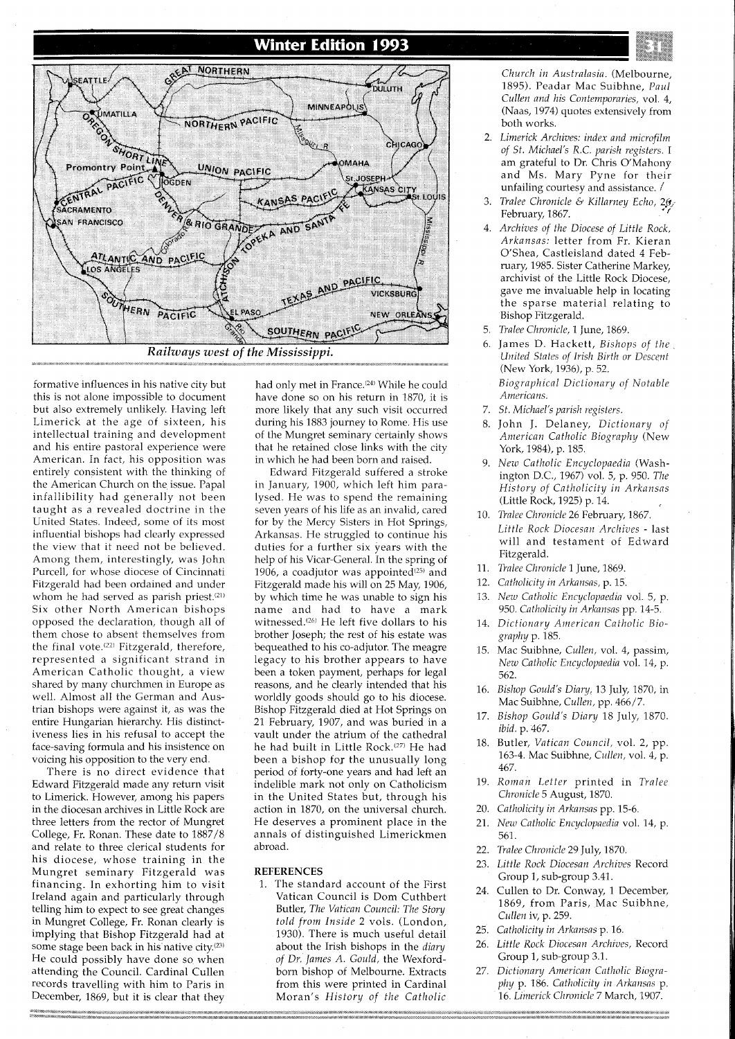Railways west of the Mississippi.

formative influences in his native city but this is not alone impossible to document but also extremely unlikely. Having left Limerick at the age of sixteen, his intellectual training and development and his entire pastoral experience were American. In fact, his opposition was entirely consistent with the thinking of the American Church on the issue. Papal infallibility had generally not been taught as a revealed doctrine in the United States. Indeed, some of its most influential bishops had clearly expressed the view that it need not be believed. Among them, interestingly, was John Purcell, for whose diocese of Cincinnati Fitzgerald had been ordained and under whom he had served as parish priest.[21] Six other North American bishops opposed the declaration, though all of them chose to absent themselves from the final vote.[22] Fitzgerald, therefore, represented a significant strand in American Catholic thought, a view shared by many churchmen in Europe as well. Almost all the German and Austrian bishops were against it, as was the entire Hungarian hierarchy. His distinctiveness lies in his refusal to accept the face-saving formula and his insistence on voicing his opposition to the very end.

There is no direct evidence that Edward Fitzgerald made any return visit to Limerick. However, among his papers in the diocesan archives in Little Rock are three letters from the rector of Mungret College, Fr. Ronan. These date to 1887/8 and relate to three clerical students for his diocese, whose training in the Mungret seminary Fitzgerald was financing. In exhorting him to visit Ireland again and particularly through telling him to expect to see great changes in Mungret College, Fr. Ronan clearly is implying that Bishop Fitzgerald had at some stage been back in his native city.[23] He could possibly have done so when attending the Council. Cardinal Cullen records travelling with him to Paris in December, 1869, but it is clear that they had only met in France.[24] While he could have done so on his return in 1870, it is more likely that any such visit occurred during his 1883 journey to Rome. His use of the Mungret seminary certainly shows that he retained close links with the city in which he had been born and raised.

Edward Fitzgerald suffered a stroke in January, 1900, which left him paralysed. He was to spend the remaining seven years of his life as an invalid, cared for by the Mercy Sisters in Hot Springs, Arkansas. He struggled to continue his duties for a further six years with the help of his Vicar-General. In the spring of 1906, a coadjutor was appointed[25] and Fitzgerald made his will on 25 May, 1906, by which time he was unable to sign his name and had to have a mark witnessed.[26] He left five dollars to his brother Joseph; the rest of his estate was bequeathed to his co-adjutor. The meagre legacy to his brother appears to have been a token payment, perhaps for legal reasons, and he clearly intended that his worldly goods should go to his diocese. Bishop Fitzgerald died at Hot Springs on 21 February, 1907, and was buried in a vault under the atrium of the cathedral he had built in Little Rock.[27] He had been a bishop for the unusually long period of forty-one years and had left an indelible mark not only on Catholicism in the United States but, through his action in 1870, on the universal church. He deserves a prominent place in the annals of distinguished Limerickmen abroad.

## REFERENCES

1. The standard account of the First Vatican Council is Dom Cuthbert Butler, *The Vatican Council: The Story told from Inside* 2 vols. (London, 1930). There is much useful detail about the Irish bishops in the *diary of Dr. James A. Gould*, the Wexford-born bishop of Melbourne. Extracts from this were printed in Cardinal Moran's *History of the Catholic Church in Australasia*. (Melbourne, 1895). Peadar Mac Suibhne, *Paul Cullen and his Contemporaries*, vol. 4, (Naas, 1974) quotes extensively from both works.
2. *Limerick Archives: index and microfilm of St. Michael's R.C. parish registers.* I am grateful to Dr. Chris O'Mahony and Ms. Mary Pyne for their unfailing courtesy and assistance.
3. *Tralee Chronicle & Killarney Echo*, 26 February, 1867.
4. *Archives of the Diocese of Little Rock, Arkansas:* letter from Fr. Kieran O'Shea, Castleisland dated 4 February, 1985. Sister Catherine Markey, archivist of the Little Rock Diocese, gave me invaluable help in locating the sparse material relating to Bishop Fitzgerald.
5. *Tralee Chronicle*, 1 June, 1869.
6. James D. Hackett, *Bishops of the United States of Irish Birth or Descent* (New York, 1936), p. 52. *Biographical Dictionary of Notable Americans.*
7. *St. Michael's parish registers.*
8. John J. Delaney, *Dictionary of American Catholic Biography* (New York, 1984), p. 185.
9. *New Catholic Encyclopaedia* (Washington D.C., 1967) vol. 5, p. 950. *The History of Catholicity in Arkansas* (Little Rock, 1925) p. 14.
10. *Tralee Chronicle* 26 February, 1867. *Little Rock Diocesan Archives* - last will and testament of Edward Fitzgerald.
11. *Tralee Chronicle* 1 June, 1869.
12. *Catholicity in Arkansas*, p. 15.
13. *New Catholic Encyclopaedia* vol. 5, p. 950. *Catholicity in Arkansas* pp. 14-5.
14. *Dictionary American Catholic Biography* p. 185.
15. Mac Suibhne, *Cullen*, vol. 4, passim, *New Catholic Encyclopaedia* vol. 14, p. 562.
16. *Bishop Gould's Diary*, 13 July, 1870, in Mac Suibhne, *Cullen*, pp. 466/7.
17. *Bishop Gould's Diary* 18 July, 1870. *ibid.* p. 467.
18. Butler, *Vatican Council*, vol. 2, pp. 163-4. Mac Suibhne, *Cullen*, vol. 4, p. 467.
19. *Roman Letter* printed in *Tralee Chronicle* 5 August, 1870.
20. *Catholicity in Arkansas* pp. 15-6.
21. *New Catholic Encyclopaedia* vol. 14, p. 561.
22. *Tralee Chronicle* 29 July, 1870.
23. *Little Rock Diocesan Archives* Record Group 1, sub-group 3.41.
24. Cullen to Dr. Conway, 1 December, 1869, from Paris, Mac Suibhne, *Cullen* iv, p. 259.
25. *Catholicity in Arkansas* p. 16.
26. *Little Rock Diocesan Archives*, Record Group 1, sub-group 3.1.
27. *Dictionary American Catholic Biography* p. 186. *Catholicity in Arkansas* p. 16. *Limerick Chronicle* 7 March, 1907.